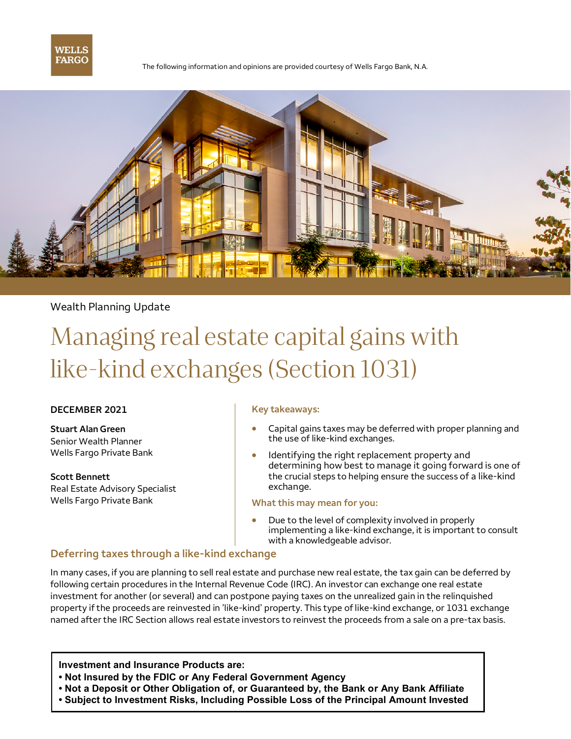The following information and opinions are provided courtesy of Wells Fargo Bank, N.A.

Wealth Planning Update

# Managing real estate capital gains with like-kind exchanges (Section 1031)

**DECEMBER 2021**

**Stuart Alan Green**
Senior Wealth Planner
Wells Fargo Private Bank

**Scott Bennett**
Real Estate Advisory Specialist
Wells Fargo Private Bank

### Key takeaways:

- Capital gains taxes may be deferred with proper planning and the use of like-kind exchanges.
- Identifying the right replacement property and determining how best to manage it going forward is one of the crucial steps to helping ensure the success of a like-kind exchange.

### What this may mean for you:

- Due to the level of complexity involved in properly implementing a like-kind exchange, it is important to consult with a knowledgeable advisor.

## Deferring taxes through a like-kind exchange

In many cases, if you are planning to sell real estate and purchase new real estate, the tax gain can be deferred by following certain procedures in the Internal Revenue Code (IRC). An investor can exchange one real estate investment for another (or several) and can postpone paying taxes on the unrealized gain in the relinquished property if the proceeds are reinvested in 'like-kind' property. This type of like-kind exchange, or 1031 exchange named after the IRC Section allows real estate investors to reinvest the proceeds from a sale on a pre-tax basis.

**Investment and Insurance Products are:**
**• Not Insured by the FDIC or Any Federal Government Agency**
**• Not a Deposit or Other Obligation of, or Guaranteed by, the Bank or Any Bank Affiliate**
**• Subject to Investment Risks, Including Possible Loss of the Principal Amount Invested**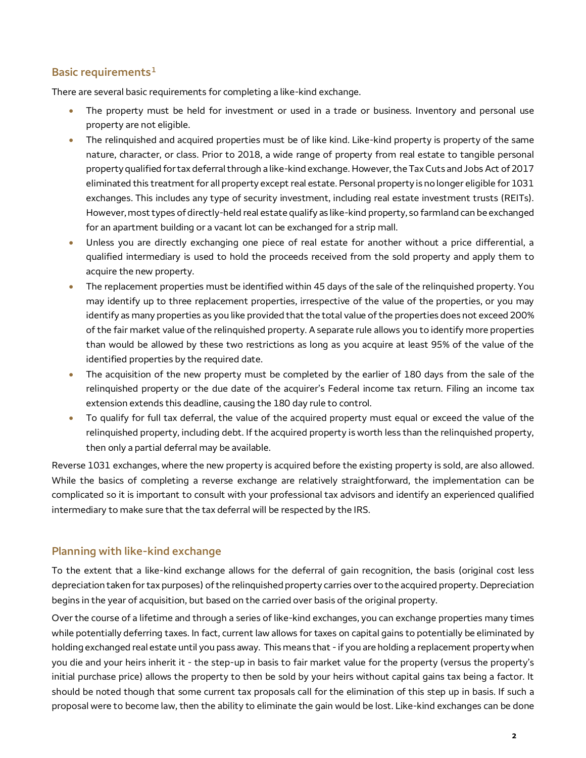## Basic requirements[1]

There are several basic requirements for completing a like-kind exchange.

- The property must be held for investment or used in a trade or business. Inventory and personal use property are not eligible.
- The relinquished and acquired properties must be of like kind. Like-kind property is property of the same nature, character, or class. Prior to 2018, a wide range of property from real estate to tangible personal property qualified for tax deferral through a like-kind exchange. However, the Tax Cuts and Jobs Act of 2017 eliminated this treatment for all property except real estate. Personal property is no longer eligible for 1031 exchanges. This includes any type of security investment, including real estate investment trusts (REITs). However, most types of directly-held real estate qualify as like-kind property, so farmland can be exchanged for an apartment building or a vacant lot can be exchanged for a strip mall.
- Unless you are directly exchanging one piece of real estate for another without a price differential, a qualified intermediary is used to hold the proceeds received from the sold property and apply them to acquire the new property.
- The replacement properties must be identified within 45 days of the sale of the relinquished property. You may identify up to three replacement properties, irrespective of the value of the properties, or you may identify as many properties as you like provided that the total value of the properties does not exceed 200% of the fair market value of the relinquished property. A separate rule allows you to identify more properties than would be allowed by these two restrictions as long as you acquire at least 95% of the value of the identified properties by the required date.
- The acquisition of the new property must be completed by the earlier of 180 days from the sale of the relinquished property or the due date of the acquirer's Federal income tax return. Filing an income tax extension extends this deadline, causing the 180 day rule to control.
- To qualify for full tax deferral, the value of the acquired property must equal or exceed the value of the relinquished property, including debt. If the acquired property is worth less than the relinquished property, then only a partial deferral may be available.

Reverse 1031 exchanges, where the new property is acquired before the existing property is sold, are also allowed. While the basics of completing a reverse exchange are relatively straightforward, the implementation can be complicated so it is important to consult with your professional tax advisors and identify an experienced qualified intermediary to make sure that the tax deferral will be respected by the IRS.

## Planning with like-kind exchange

To the extent that a like-kind exchange allows for the deferral of gain recognition, the basis (original cost less depreciation taken for tax purposes) of the relinquished property carries over to the acquired property. Depreciation begins in the year of acquisition, but based on the carried over basis of the original property.

Over the course of a lifetime and through a series of like-kind exchanges, you can exchange properties many times while potentially deferring taxes. In fact, current law allows for taxes on capital gains to potentially be eliminated by holding exchanged real estate until you pass away. This means that - if you are holding a replacement property when you die and your heirs inherit it - the step-up in basis to fair market value for the property (versus the property's initial purchase price) allows the property to then be sold by your heirs without capital gains tax being a factor. It should be noted though that some current tax proposals call for the elimination of this step up in basis. If such a proposal were to become law, then the ability to eliminate the gain would be lost. Like-kind exchanges can be done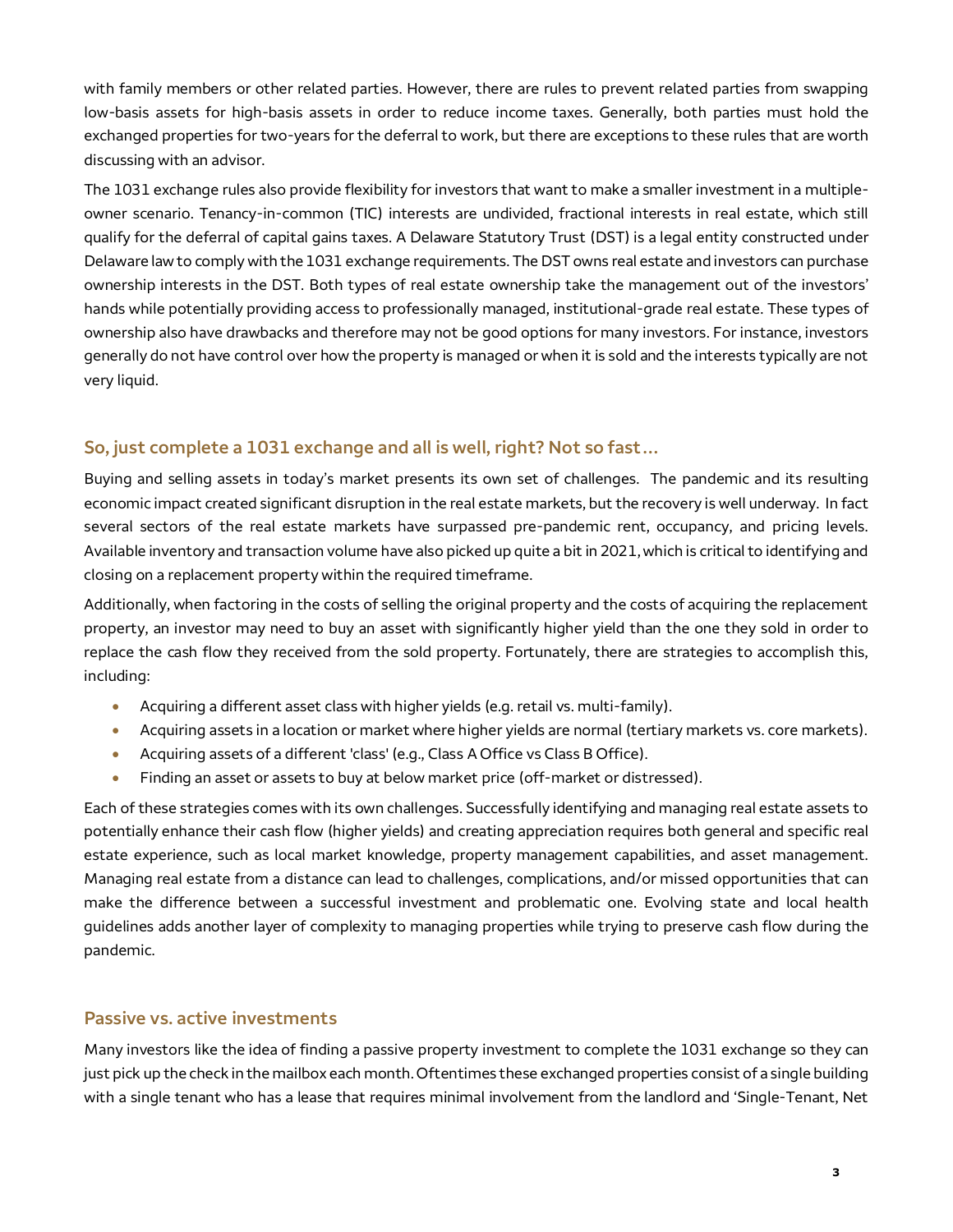with family members or other related parties. However, there are rules to prevent related parties from swapping low-basis assets for high-basis assets in order to reduce income taxes. Generally, both parties must hold the exchanged properties for two-years for the deferral to work, but there are exceptions to these rules that are worth discussing with an advisor.

The 1031 exchange rules also provide flexibility for investors that want to make a smaller investment in a multiple-owner scenario. Tenancy-in-common (TIC) interests are undivided, fractional interests in real estate, which still qualify for the deferral of capital gains taxes. A Delaware Statutory Trust (DST) is a legal entity constructed under Delaware law to comply with the 1031 exchange requirements. The DST owns real estate and investors can purchase ownership interests in the DST. Both types of real estate ownership take the management out of the investors' hands while potentially providing access to professionally managed, institutional-grade real estate. These types of ownership also have drawbacks and therefore may not be good options for many investors. For instance, investors generally do not have control over how the property is managed or when it is sold and the interests typically are not very liquid.

## So, just complete a 1031 exchange and all is well, right? Not so fast…

Buying and selling assets in today's market presents its own set of challenges. The pandemic and its resulting economic impact created significant disruption in the real estate markets, but the recovery is well underway. In fact several sectors of the real estate markets have surpassed pre-pandemic rent, occupancy, and pricing levels. Available inventory and transaction volume have also picked up quite a bit in 2021, which is critical to identifying and closing on a replacement property within the required timeframe.

Additionally, when factoring in the costs of selling the original property and the costs of acquiring the replacement property, an investor may need to buy an asset with significantly higher yield than the one they sold in order to replace the cash flow they received from the sold property. Fortunately, there are strategies to accomplish this, including:

- Acquiring a different asset class with higher yields (e.g. retail vs. multi-family).
- Acquiring assets in a location or market where higher yields are normal (tertiary markets vs. core markets).
- Acquiring assets of a different 'class' (e.g., Class A Office vs Class B Office).
- Finding an asset or assets to buy at below market price (off-market or distressed).

Each of these strategies comes with its own challenges. Successfully identifying and managing real estate assets to potentially enhance their cash flow (higher yields) and creating appreciation requires both general and specific real estate experience, such as local market knowledge, property management capabilities, and asset management. Managing real estate from a distance can lead to challenges, complications, and/or missed opportunities that can make the difference between a successful investment and problematic one. Evolving state and local health guidelines adds another layer of complexity to managing properties while trying to preserve cash flow during the pandemic.

## Passive vs. active investments

Many investors like the idea of finding a passive property investment to complete the 1031 exchange so they can just pick up the check in the mailbox each month. Oftentimes these exchanged properties consist of a single building with a single tenant who has a lease that requires minimal involvement from the landlord and 'Single-Tenant, Net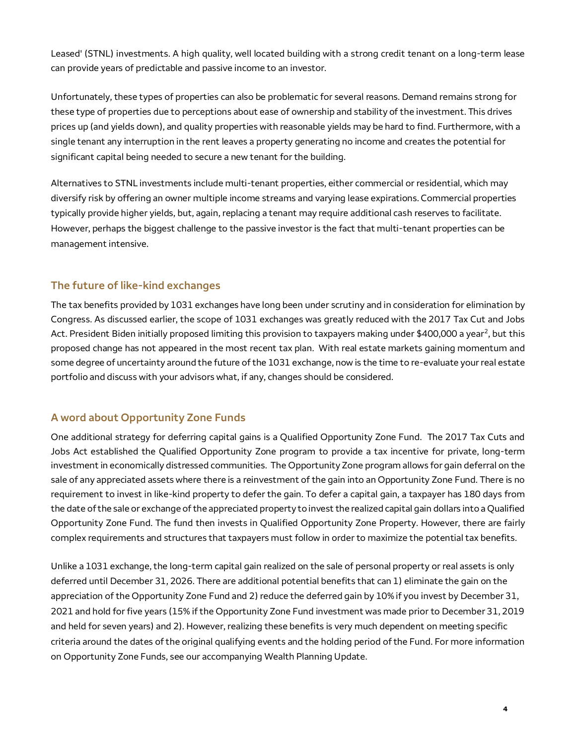Leased' (STNL) investments. A high quality, well located building with a strong credit tenant on a long-term lease can provide years of predictable and passive income to an investor.

Unfortunately, these types of properties can also be problematic for several reasons. Demand remains strong for these type of properties due to perceptions about ease of ownership and stability of the investment. This drives prices up (and yields down), and quality properties with reasonable yields may be hard to find. Furthermore, with a single tenant any interruption in the rent leaves a property generating no income and creates the potential for significant capital being needed to secure a new tenant for the building.

Alternatives to STNL investments include multi-tenant properties, either commercial or residential, which may diversify risk by offering an owner multiple income streams and varying lease expirations. Commercial properties typically provide higher yields, but, again, replacing a tenant may require additional cash reserves to facilitate. However, perhaps the biggest challenge to the passive investor is the fact that multi-tenant properties can be management intensive.

## The future of like-kind exchanges

The tax benefits provided by 1031 exchanges have long been under scrutiny and in consideration for elimination by Congress. As discussed earlier, the scope of 1031 exchanges was greatly reduced with the 2017 Tax Cut and Jobs Act. President Biden initially proposed limiting this provision to taxpayers making under $400,000 a year[2], but this proposed change has not appeared in the most recent tax plan. With real estate markets gaining momentum and some degree of uncertainty around the future of the 1031 exchange, now is the time to re-evaluate your real estate portfolio and discuss with your advisors what, if any, changes should be considered.

## A word about Opportunity Zone Funds

One additional strategy for deferring capital gains is a Qualified Opportunity Zone Fund. The 2017 Tax Cuts and Jobs Act established the Qualified Opportunity Zone program to provide a tax incentive for private, long-term investment in economically distressed communities. The Opportunity Zone program allows for gain deferral on the sale of any appreciated assets where there is a reinvestment of the gain into an Opportunity Zone Fund. There is no requirement to invest in like-kind property to defer the gain. To defer a capital gain, a taxpayer has 180 days from the date of the sale or exchange of the appreciated property to invest the realized capital gain dollars into a Qualified Opportunity Zone Fund. The fund then invests in Qualified Opportunity Zone Property. However, there are fairly complex requirements and structures that taxpayers must follow in order to maximize the potential tax benefits.

Unlike a 1031 exchange, the long-term capital gain realized on the sale of personal property or real assets is only deferred until December 31, 2026. There are additional potential benefits that can 1) eliminate the gain on the appreciation of the Opportunity Zone Fund and 2) reduce the deferred gain by 10% if you invest by December 31, 2021 and hold for five years (15% if the Opportunity Zone Fund investment was made prior to December 31, 2019 and held for seven years) and 2). However, realizing these benefits is very much dependent on meeting specific criteria around the dates of the original qualifying events and the holding period of the Fund. For more information on Opportunity Zone Funds, see our accompanying Wealth Planning Update.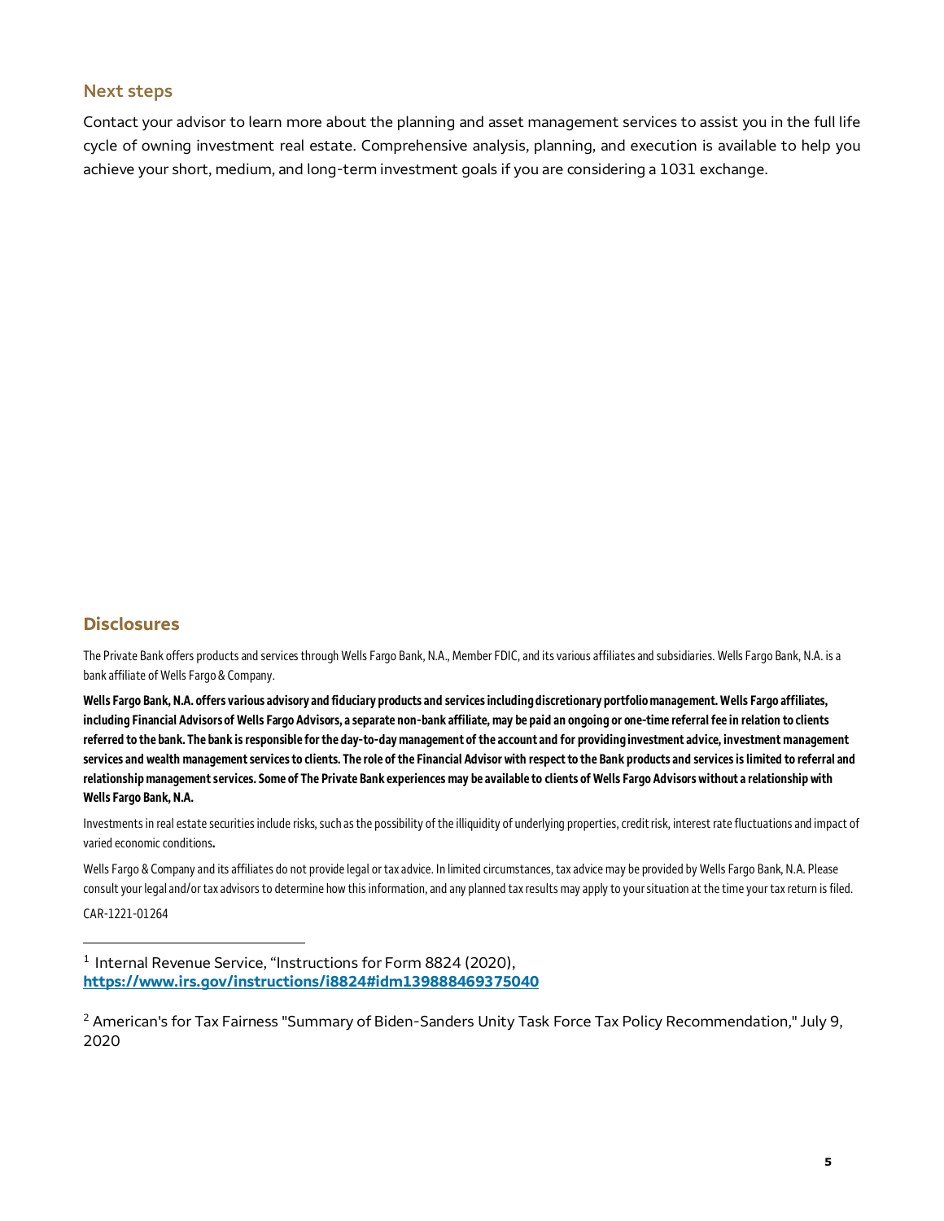## Next steps

Contact your advisor to learn more about the planning and asset management services to assist you in the full life cycle of owning investment real estate. Comprehensive analysis, planning, and execution is available to help you achieve your short, medium, and long-term investment goals if you are considering a 1031 exchange.

## Disclosures

The Private Bank offers products and services through Wells Fargo Bank, N.A., Member FDIC, and its various affiliates and subsidiaries. Wells Fargo Bank, N.A. is a bank affiliate of Wells Fargo & Company.

**Wells Fargo Bank, N.A. offers various advisory and fiduciary products and services including discretionary portfolio management. Wells Fargo affiliates, including Financial Advisors of Wells Fargo Advisors, a separate non-bank affiliate, may be paid an ongoing or one-time referral fee in relation to clients referred to the bank. The bank is responsible for the day-to-day management of the account and for providing investment advice, investment management services and wealth management services to clients. The role of the Financial Advisor with respect to the Bank products and services is limited to referral and relationship management services. Some of The Private Bank experiences may be available to clients of Wells Fargo Advisors without a relationship with Wells Fargo Bank, N.A.**

Investments in real estate securities include risks, such as the possibility of the illiquidity of underlying properties, credit risk, interest rate fluctuations and impact of varied economic conditions**.**

Wells Fargo & Company and its affiliates do not provide legal or tax advice. In limited circumstances, tax advice may be provided by Wells Fargo Bank, N.A. Please consult your legal and/or tax advisors to determine how this information, and any planned tax results may apply to your situation at the time your tax return is filed.

CAR-1221-01264

---

[1] Internal Revenue Service, "Instructions for Form 8824 (2020), **https://www.irs.gov/instructions/i8824#idm139888469375040**

[2] American's for Tax Fairness "Summary of Biden-Sanders Unity Task Force Tax Policy Recommendation," July 9, 2020